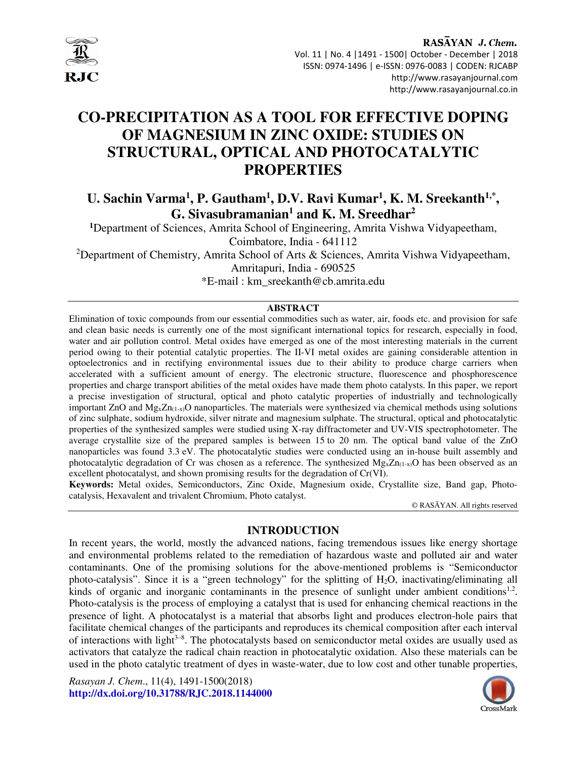# CO-PRECIPITATION AS A TOOL FOR EFFECTIVE DOPING OF MAGNESIUM IN ZINC OXIDE: STUDIES ON STRUCTURAL, OPTICAL AND PHOTOCATALYTIC PROPERTIES

**U. Sachin Varma[1], P. Gautham[1], D.V. Ravi Kumar[1], K. M. Sreekanth[1,*], G. Sivasubramanian[1] and K. M. Sreedhar[2]**

[1]Department of Sciences, Amrita School of Engineering, Amrita Vishwa Vidyapeetham, Coimbatore, India - 641112

[2]Department of Chemistry, Amrita School of Arts & Sciences, Amrita Vishwa Vidyapeetham, Amritapuri, India - 690525

*E-mail : km_sreekanth@cb.amrita.edu

## ABSTRACT

Elimination of toxic compounds from our essential commodities such as water, air, foods etc. and provision for safe and clean basic needs is currently one of the most significant international topics for research, especially in food, water and air pollution control. Metal oxides have emerged as one of the most interesting materials in the current period owing to their potential catalytic properties. The II-VI metal oxides are gaining considerable attention in optoelectronics and in rectifying environmental issues due to their ability to produce charge carriers when accelerated with a sufficient amount of energy. The electronic structure, fluorescence and phosphorescence properties and charge transport abilities of the metal oxides have made them photo catalysts. In this paper, we report a precise investigation of structural, optical and photo catalytic properties of industrially and technologically important ZnO and $Mg_xZn_{(1-x)}O$ nanoparticles. The materials were synthesized via chemical methods using solutions of zinc sulphate, sodium hydroxide, silver nitrate and magnesium sulphate. The structural, optical and photocatalytic properties of the synthesized samples were studied using X-ray diffractometer and UV-VIS spectrophotometer. The average crystallite size of the prepared samples is between 15 to 20 nm. The optical band value of the ZnO nanoparticles was found 3.3 eV. The photocatalytic studies were conducted using an in-house built assembly and photocatalytic degradation of Cr was chosen as a reference. The synthesized $Mg_xZn_{(1-x)}O$ has been observed as an excellent photocatalyst, and shown promising results for the degradation of Cr(VI).

**Keywords:** Metal oxides, Semiconductors, Zinc Oxide, Magnesium oxide, Crystallite size, Band gap, Photo-catalysis, Hexavalent and trivalent Chromium, Photo catalyst.

© RASĀYAN. All rights reserved

## INTRODUCTION

In recent years, the world, mostly the advanced nations, facing tremendous issues like energy shortage and environmental problems related to the remediation of hazardous waste and polluted air and water contaminants. One of the promising solutions for the above-mentioned problems is "Semiconductor photo-catalysis". Since it is a "green technology" for the splitting of $H_2O$, inactivating/eliminating all kinds of organic and inorganic contaminants in the presence of sunlight under ambient conditions[1,2]. Photo-catalysis is the process of employing a catalyst that is used for enhancing chemical reactions in the presence of light. A photocatalyst is a material that absorbs light and produces electron-hole pairs that facilitate chemical changes of the participants and reproduces its chemical composition after each interval of interactions with light[3–8]. The photocatalysts based on semiconductor metal oxides are usually used as activators that catalyze the radical chain reaction in photocatalytic oxidation. Also these materials can be used in the photo catalytic treatment of dyes in waste-water, due to low cost and other tunable properties,

*Rasayan J. Chem.*, 11(4), 1491-1500(2018)
**http://dx.doi.org/10.31788/RJC.2018.1144000**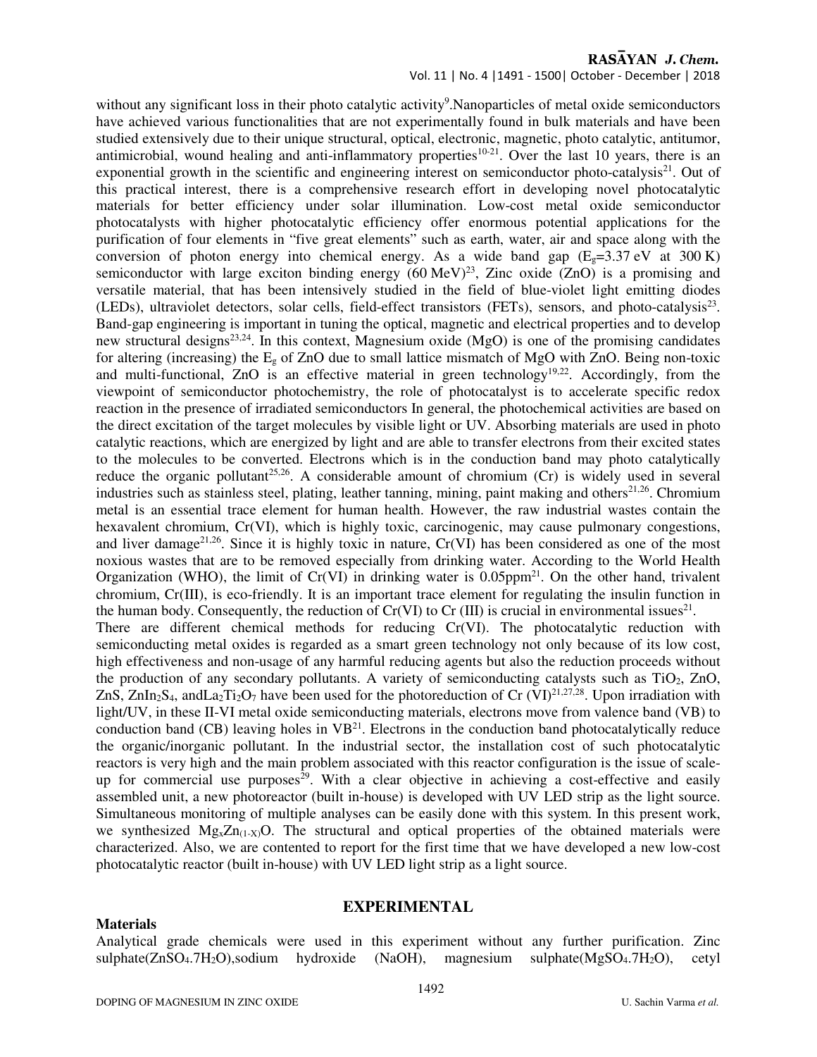without any significant loss in their photo catalytic activity[9].Nanoparticles of metal oxide semiconductors have achieved various functionalities that are not experimentally found in bulk materials and have been studied extensively due to their unique structural, optical, electronic, magnetic, photo catalytic, antitumor, antimicrobial, wound healing and anti-inflammatory properties[10-21]. Over the last 10 years, there is an exponential growth in the scientific and engineering interest on semiconductor photo-catalysis[21]. Out of this practical interest, there is a comprehensive research effort in developing novel photocatalytic materials for better efficiency under solar illumination. Low-cost metal oxide semiconductor photocatalysts with higher photocatalytic efficiency offer enormous potential applications for the purification of four elements in "five great elements" such as earth, water, air and space along with the conversion of photon energy into chemical energy. As a wide band gap ($E_g$=3.37 eV at 300 K) semiconductor with large exciton binding energy (60 MeV)[23], Zinc oxide (ZnO) is a promising and versatile material, that has been intensively studied in the field of blue-violet light emitting diodes (LEDs), ultraviolet detectors, solar cells, field-effect transistors (FETs), sensors, and photo-catalysis[23]. Band-gap engineering is important in tuning the optical, magnetic and electrical properties and to develop new structural designs[23,24]. In this context, Magnesium oxide (MgO) is one of the promising candidates for altering (increasing) the $E_g$ of ZnO due to small lattice mismatch of MgO with ZnO. Being non-toxic and multi-functional, ZnO is an effective material in green technology[19,22]. Accordingly, from the viewpoint of semiconductor photochemistry, the role of photocatalyst is to accelerate specific redox reaction in the presence of irradiated semiconductors In general, the photochemical activities are based on the direct excitation of the target molecules by visible light or UV. Absorbing materials are used in photo catalytic reactions, which are energized by light and are able to transfer electrons from their excited states to the molecules to be converted. Electrons which is in the conduction band may photo catalytically reduce the organic pollutant[25,26]. A considerable amount of chromium (Cr) is widely used in several industries such as stainless steel, plating, leather tanning, mining, paint making and others[21,26]. Chromium metal is an essential trace element for human health. However, the raw industrial wastes contain the hexavalent chromium, Cr(VI), which is highly toxic, carcinogenic, may cause pulmonary congestions, and liver damage[21,26]. Since it is highly toxic in nature, Cr(VI) has been considered as one of the most noxious wastes that are to be removed especially from drinking water. According to the World Health Organization (WHO), the limit of Cr(VI) in drinking water is 0.05ppm[21]. On the other hand, trivalent chromium, Cr(III), is eco-friendly. It is an important trace element for regulating the insulin function in the human body. Consequently, the reduction of Cr(VI) to Cr (III) is crucial in environmental issues[21].

There are different chemical methods for reducing Cr(VI). The photocatalytic reduction with semiconducting metal oxides is regarded as a smart green technology not only because of its low cost, high effectiveness and non-usage of any harmful reducing agents but also the reduction proceeds without the production of any secondary pollutants. A variety of semiconducting catalysts such as $TiO_2$, ZnO, ZnS, $ZnIn_2S_4$, and$La_2Ti_2O_7$ have been used for the photoreduction of Cr (VI)[21,27,28]. Upon irradiation with light/UV, in these II-VI metal oxide semiconducting materials, electrons move from valence band (VB) to conduction band (CB) leaving holes in VB[21]. Electrons in the conduction band photocatalytically reduce the organic/inorganic pollutant. In the industrial sector, the installation cost of such photocatalytic reactors is very high and the main problem associated with this reactor configuration is the issue of scale-up for commercial use purposes[29]. With a clear objective in achieving a cost-effective and easily assembled unit, a new photoreactor (built in-house) is developed with UV LED strip as the light source. Simultaneous monitoring of multiple analyses can be easily done with this system. In this present work, we synthesized $Mg_xZn_{(1-X)}O$. The structural and optical properties of the obtained materials were characterized. Also, we are contented to report for the first time that we have developed a new low-cost photocatalytic reactor (built in-house) with UV LED light strip as a light source.

## EXPERIMENTAL

### Materials

Analytical grade chemicals were used in this experiment without any further purification. Zinc sulphate($ZnSO_4.7H_2O$),sodium hydroxide (NaOH), magnesium sulphate($MgSO_4.7H_2O$), cetyl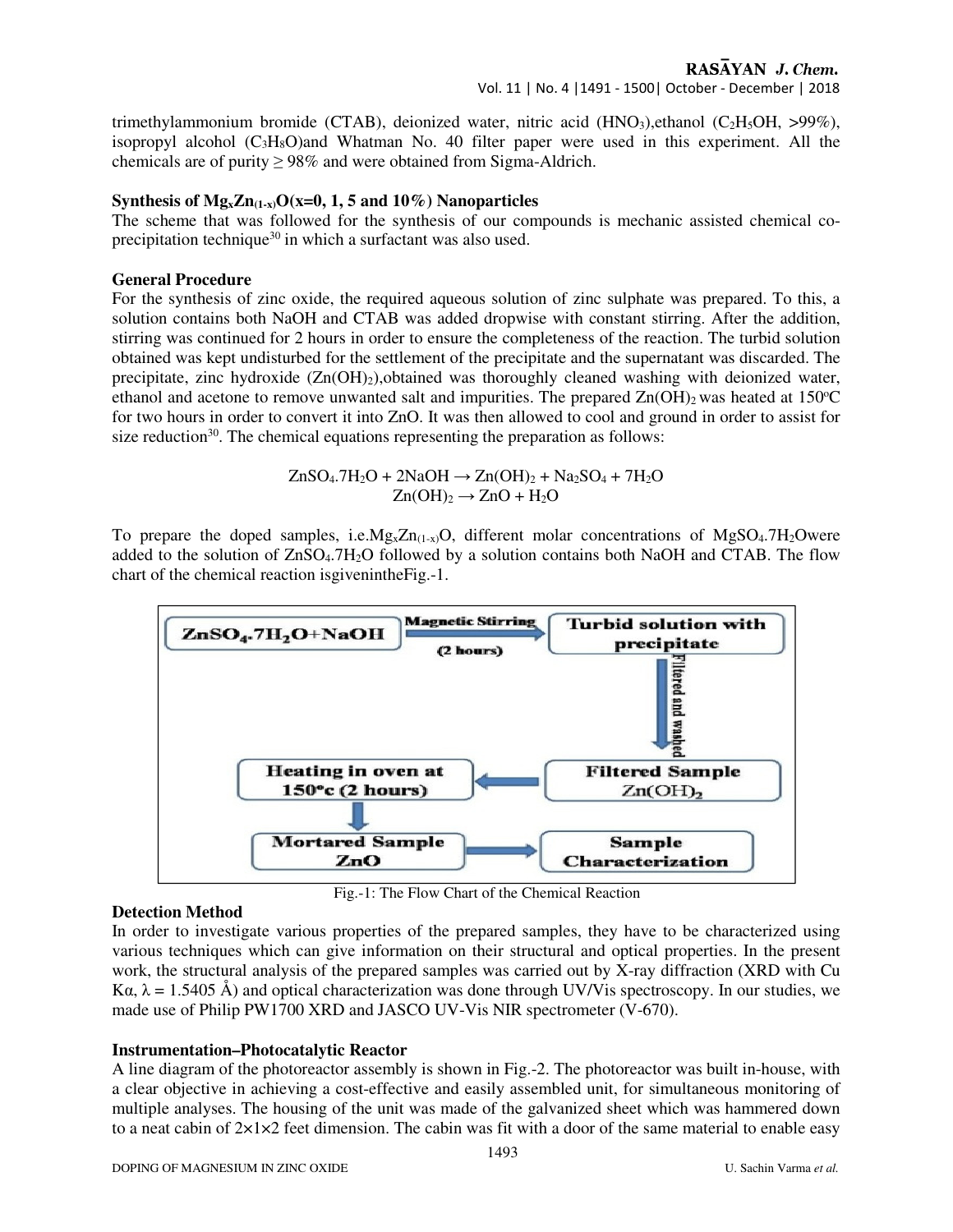trimethylammonium bromide (CTAB), deionized water, nitric acid ($HNO_3$),ethanol ($C_2H_5OH$, >99%), isopropyl alcohol ($C_3H_8O$)and Whatman No. 40 filter paper were used in this experiment. All the chemicals are of purity ≥ 98% and were obtained from Sigma-Aldrich.

**Synthesis of $Mg_xZn_{(1-x)}O$(x=0, 1, 5 and 10%) Nanoparticles**

The scheme that was followed for the synthesis of our compounds is mechanic assisted chemical co-precipitation technique[30] in which a surfactant was also used.

**General Procedure**

For the synthesis of zinc oxide, the required aqueous solution of zinc sulphate was prepared. To this, a solution contains both NaOH and CTAB was added dropwise with constant stirring. After the addition, stirring was continued for 2 hours in order to ensure the completeness of the reaction. The turbid solution obtained was kept undisturbed for the settlement of the precipitate and the supernatant was discarded. The precipitate, zinc hydroxide ($Zn(OH)_2$),obtained was thoroughly cleaned washing with deionized water, ethanol and acetone to remove unwanted salt and impurities. The prepared $Zn(OH)_2$ was heated at 150°C for two hours in order to convert it into ZnO. It was then allowed to cool and ground in order to assist for size reduction[30]. The chemical equations representing the preparation as follows:

$$ZnSO_4.7H_2O + 2NaOH \rightarrow Zn(OH)_2 + Na_2SO_4 + 7H_2O$$
$$Zn(OH)_2 \rightarrow ZnO + H_2O$$

To prepare the doped samples, i.e.$Mg_xZn_{(1-x)}O$, different molar concentrations of $MgSO_4.7H_2O$were added to the solution of $ZnSO_4.7H_2O$ followed by a solution contains both NaOH and CTAB. The flow chart of the chemical reaction isgivenintheFig.-1.

Fig.-1: The Flow Chart of the Chemical Reaction

**Detection Method**

In order to investigate various properties of the prepared samples, they have to be characterized using various techniques which can give information on their structural and optical properties. In the present work, the structural analysis of the prepared samples was carried out by X-ray diffraction (XRD with Cu Kα, λ = 1.5405 Å) and optical characterization was done through UV/Vis spectroscopy. In our studies, we made use of Philip PW1700 XRD and JASCO UV-Vis NIR spectrometer (V-670).

**Instrumentation–Photocatalytic Reactor**

A line diagram of the photoreactor assembly is shown in Fig.-2. The photoreactor was built in-house, with a clear objective in achieving a cost-effective and easily assembled unit, for simultaneous monitoring of multiple analyses. The housing of the unit was made of the galvanized sheet which was hammered down to a neat cabin of 2×1×2 feet dimension. The cabin was fit with a door of the same material to enable easy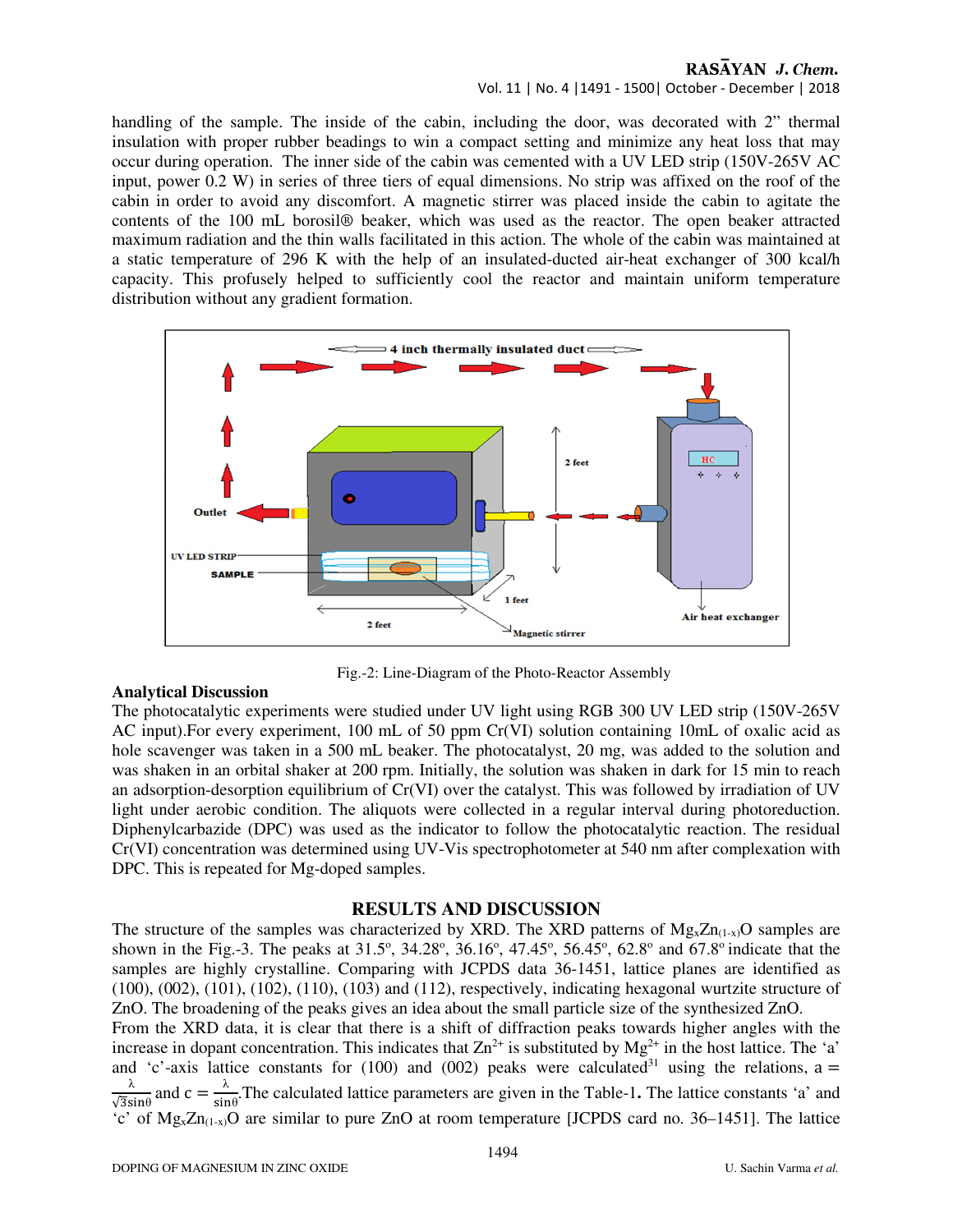handling of the sample. The inside of the cabin, including the door, was decorated with 2" thermal insulation with proper rubber beadings to win a compact setting and minimize any heat loss that may occur during operation. The inner side of the cabin was cemented with a UV LED strip (150V-265V AC input, power 0.2 W) in series of three tiers of equal dimensions. No strip was affixed on the roof of the cabin in order to avoid any discomfort. A magnetic stirrer was placed inside the cabin to agitate the contents of the 100 mL borosil® beaker, which was used as the reactor. The open beaker attracted maximum radiation and the thin walls facilitated in this action. The whole of the cabin was maintained at a static temperature of 296 K with the help of an insulated-ducted air-heat exchanger of 300 kcal/h capacity. This profusely helped to sufficiently cool the reactor and maintain uniform temperature distribution without any gradient formation.

Fig.-2: Line-Diagram of the Photo-Reactor Assembly

**Analytical Discussion**

The photocatalytic experiments were studied under UV light using RGB 300 UV LED strip (150V-265V AC input).For every experiment, 100 mL of 50 ppm Cr(VI) solution containing 10mL of oxalic acid as hole scavenger was taken in a 500 mL beaker. The photocatalyst, 20 mg, was added to the solution and was shaken in an orbital shaker at 200 rpm. Initially, the solution was shaken in dark for 15 min to reach an adsorption-desorption equilibrium of Cr(VI) over the catalyst. This was followed by irradiation of UV light under aerobic condition. The aliquots were collected in a regular interval during photoreduction. Diphenylcarbazide (DPC) was used as the indicator to follow the photocatalytic reaction. The residual Cr(VI) concentration was determined using UV-Vis spectrophotometer at 540 nm after complexation with DPC. This is repeated for Mg-doped samples.

## RESULTS AND DISCUSSION

The structure of the samples was characterized by XRD. The XRD patterns of $Mg_xZn_{(1-x)}O$ samples are shown in the Fig.-3. The peaks at 31.5°, 34.28°, 36.16°, 47.45°, 56.45°, 62.8° and 67.8° indicate that the samples are highly crystalline. Comparing with JCPDS data 36-1451, lattice planes are identified as (100), (002), (101), (102), (110), (103) and (112), respectively, indicating hexagonal wurtzite structure of ZnO. The broadening of the peaks gives an idea about the small particle size of the synthesized ZnO.

From the XRD data, it is clear that there is a shift of diffraction peaks towards higher angles with the increase in dopant concentration. This indicates that $Zn^{2+}$ is substituted by $Mg^{2+}$ in the host lattice. The 'a' and 'c'-axis lattice constants for (100) and (002) peaks were calculated[31] using the relations, $a = \frac{\lambda}{\sqrt{3}\sin\theta}$ and $c = \frac{\lambda}{\sin\theta}$.The calculated lattice parameters are given in the Table-1**.** The lattice constants 'a' and 'c' of $Mg_xZn_{(1-x)}O$ are similar to pure ZnO at room temperature [JCPDS card no. 36–1451]. The lattice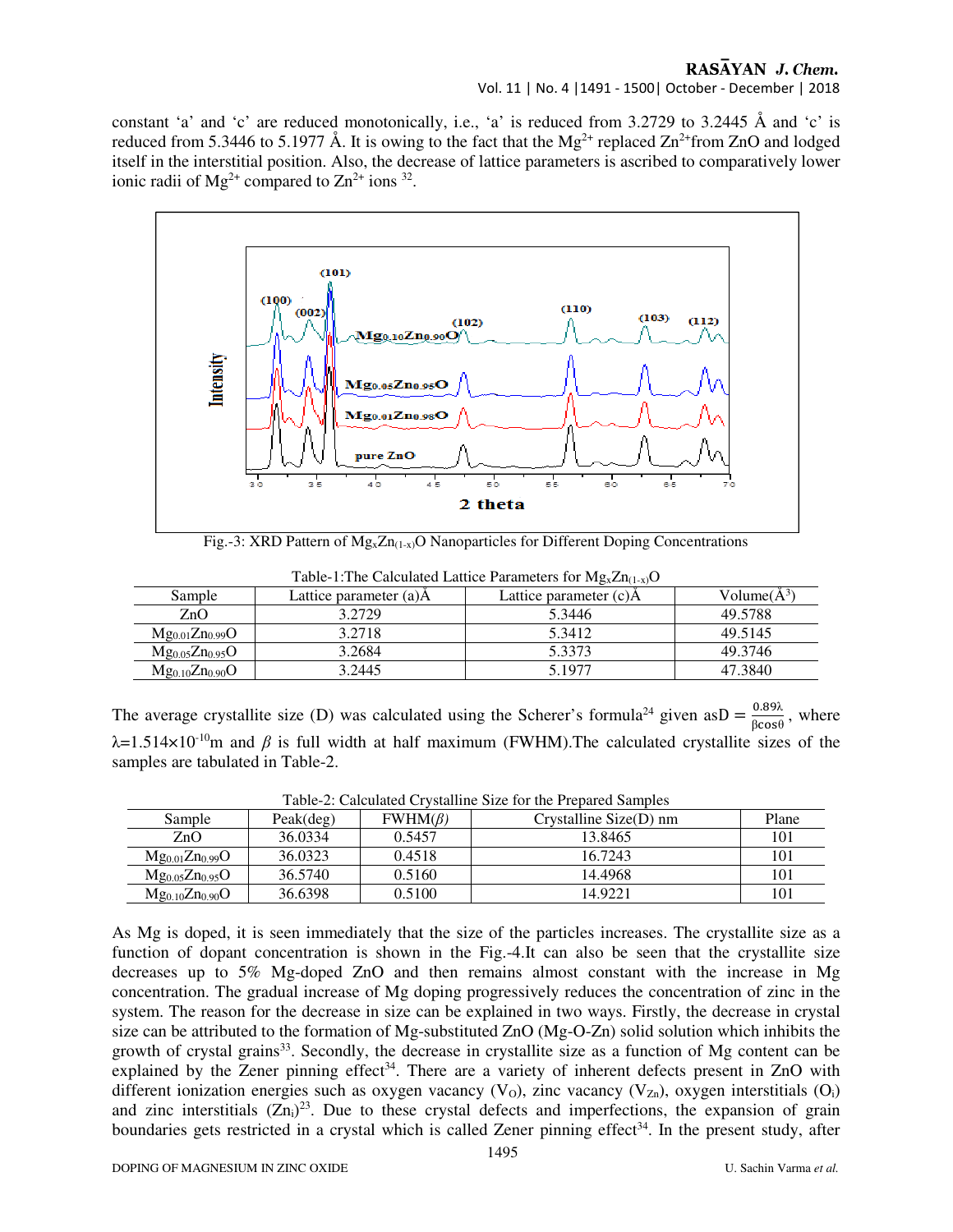constant 'a' and 'c' are reduced monotonically, i.e., 'a' is reduced from 3.2729 to 3.2445 Å and 'c' is reduced from 5.3446 to 5.1977 Å. It is owing to the fact that the $Mg^{2+}$ replaced $Zn^{2+}$from ZnO and lodged itself in the interstitial position. Also, the decrease of lattice parameters is ascribed to comparatively lower ionic radii of $Mg^{2+}$ compared to $Zn^{2+}$ ions [32].

Fig.-3: XRD Pattern of $Mg_xZn_{(1-x)}O$ Nanoparticles for Different Doping Concentrations

Table-1:The Calculated Lattice Parameters for $Mg_xZn_{(1-x)}O$

| Sample | Lattice parameter (a)Å | Lattice parameter (c)Å | Volume(Å$^3$) |
|---|---|---|---|
| ZnO | 3.2729 | 5.3446 | 49.5788 |
| $Mg_{0.01}Zn_{0.99}O$ | 3.2718 | 5.3412 | 49.5145 |
| $Mg_{0.05}Zn_{0.95}O$ | 3.2684 | 5.3373 | 49.3746 |
| $Mg_{0.10}Zn_{0.90}O$ | 3.2445 | 5.1977 | 47.3840 |

The average crystallite size (D) was calculated using the Scherer's formula[24] given as$D = \frac{0.89\lambda}{\beta\cos\theta}$, where $\lambda=1.514\times10^{-10}$m and $\beta$ is full width at half maximum (FWHM).The calculated crystallite sizes of the samples are tabulated in Table-2.

Table-2: Calculated Crystalline Size for the Prepared Samples

| Sample | Peak(deg) | FWHM($\beta$) | Crystalline Size(D) nm | Plane |
|---|---|---|---|---|
| ZnO | 36.0334 | 0.5457 | 13.8465 | 101 |
| $Mg_{0.01}Zn_{0.99}O$ | 36.0323 | 0.4518 | 16.7243 | 101 |
| $Mg_{0.05}Zn_{0.95}O$ | 36.5740 | 0.5160 | 14.4968 | 101 |
| $Mg_{0.10}Zn_{0.90}O$ | 36.6398 | 0.5100 | 14.9221 | 101 |

As Mg is doped, it is seen immediately that the size of the particles increases. The crystallite size as a function of dopant concentration is shown in the Fig.-4.It can also be seen that the crystallite size decreases up to 5% Mg-doped ZnO and then remains almost constant with the increase in Mg concentration. The gradual increase of Mg doping progressively reduces the concentration of zinc in the system. The reason for the decrease in size can be explained in two ways. Firstly, the decrease in crystal size can be attributed to the formation of Mg-substituted ZnO (Mg-O-Zn) solid solution which inhibits the growth of crystal grains[33]. Secondly, the decrease in crystallite size as a function of Mg content can be explained by the Zener pinning effect[34]. There are a variety of inherent defects present in ZnO with different ionization energies such as oxygen vacancy ($V_O$), zinc vacancy ($V_{Zn}$), oxygen interstitials ($O_i$) and zinc interstitials ($Zn_i$)[23]. Due to these crystal defects and imperfections, the expansion of grain boundaries gets restricted in a crystal which is called Zener pinning effect[34]. In the present study, after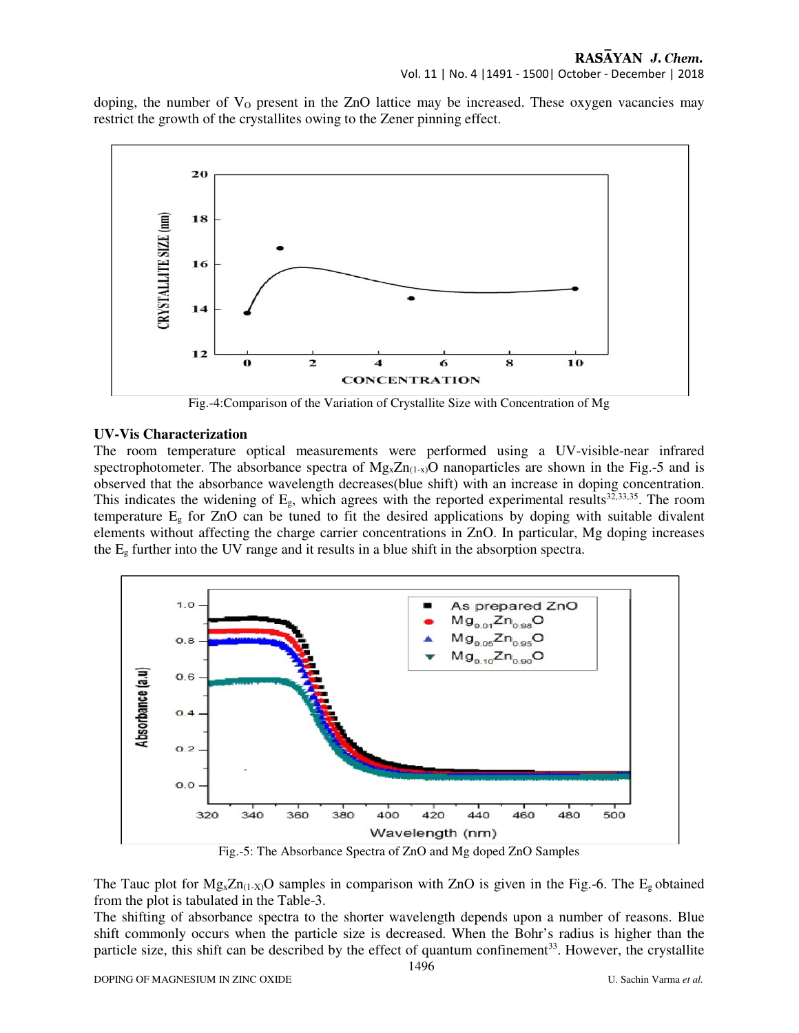doping, the number of $V_O$ present in the ZnO lattice may be increased. These oxygen vacancies may restrict the growth of the crystallites owing to the Zener pinning effect.

Fig.-4:Comparison of the Variation of Crystallite Size with Concentration of Mg

### UV-Vis Characterization

The room temperature optical measurements were performed using a UV-visible-near infrared spectrophotometer. The absorbance spectra of $Mg_xZn_{(1-x)}O$ nanoparticles are shown in the Fig.-5 and is observed that the absorbance wavelength decreases(blue shift) with an increase in doping concentration. This indicates the widening of $E_g$, which agrees with the reported experimental results[32,33,35]. The room temperature $E_g$ for ZnO can be tuned to fit the desired applications by doping with suitable divalent elements without affecting the charge carrier concentrations in ZnO. In particular, Mg doping increases the $E_g$ further into the UV range and it results in a blue shift in the absorption spectra.

Fig.-5: The Absorbance Spectra of ZnO and Mg doped ZnO Samples

The Tauc plot for $Mg_xZn_{(1-X)}O$ samples in comparison with ZnO is given in the Fig.-6. The $E_g$ obtained from the plot is tabulated in the Table-3.

The shifting of absorbance spectra to the shorter wavelength depends upon a number of reasons. Blue shift commonly occurs when the particle size is decreased. When the Bohr's radius is higher than the particle size, this shift can be described by the effect of quantum confinement[33]. However, the crystallite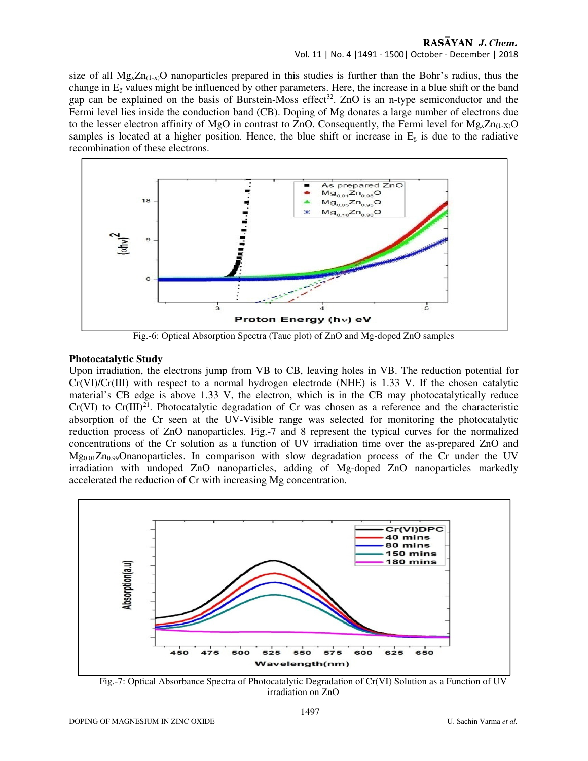size of all $Mg_xZn_{(1-x)}O$ nanoparticles prepared in this studies is further than the Bohr's radius, thus the change in $E_g$ values might be influenced by other parameters. Here, the increase in a blue shift or the band gap can be explained on the basis of Burstein-Moss effect[32]. ZnO is an n-type semiconductor and the Fermi level lies inside the conduction band (CB). Doping of Mg donates a large number of electrons due to the lesser electron affinity of MgO in contrast to ZnO. Consequently, the Fermi level for $Mg_xZn_{(1-X)}O$ samples is located at a higher position. Hence, the blue shift or increase in $E_g$ is due to the radiative recombination of these electrons.

Fig.-6: Optical Absorption Spectra (Tauc plot) of ZnO and Mg-doped ZnO samples

### Photocatalytic Study

Upon irradiation, the electrons jump from VB to CB, leaving holes in VB. The reduction potential for Cr(VI)/Cr(III) with respect to a normal hydrogen electrode (NHE) is 1.33 V. If the chosen catalytic material's CB edge is above 1.33 V, the electron, which is in the CB may photocatalytically reduce Cr(VI) to Cr(III)[21]. Photocatalytic degradation of Cr was chosen as a reference and the characteristic absorption of the Cr seen at the UV-Visible range was selected for monitoring the photocatalytic reduction process of ZnO nanoparticles. Fig.-7 and 8 represent the typical curves for the normalized concentrations of the Cr solution as a function of UV irradiation time over the as-prepared ZnO and $Mg_{0.01}Zn_{0.99}O$nanoparticles. In comparison with slow degradation process of the Cr under the UV irradiation with undoped ZnO nanoparticles, adding of Mg-doped ZnO nanoparticles markedly accelerated the reduction of Cr with increasing Mg concentration.

Fig.-7: Optical Absorbance Spectra of Photocatalytic Degradation of Cr(VI) Solution as a Function of UV irradiation on ZnO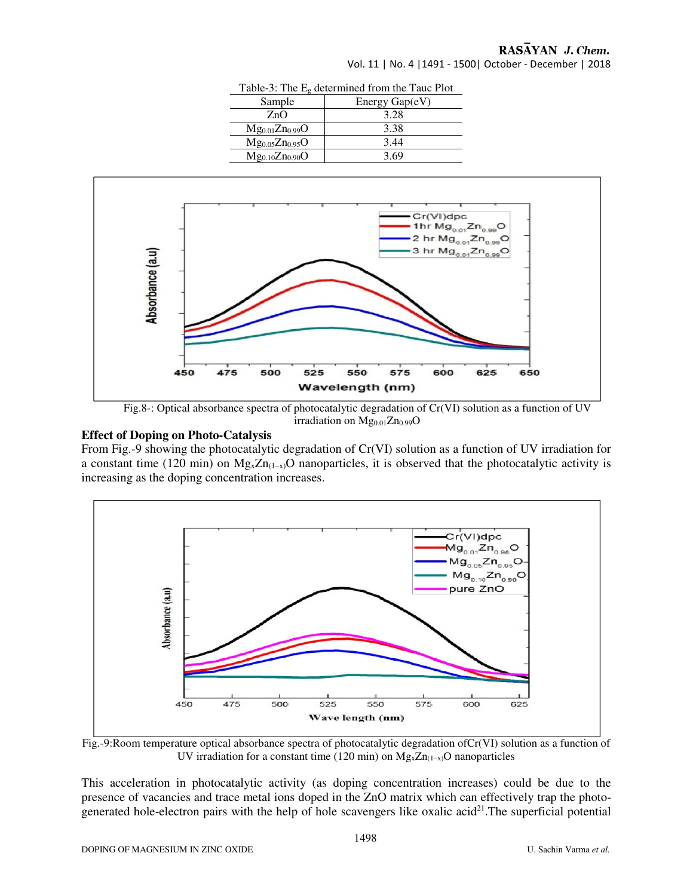Table-3: The $E_g$ determined from the Tauc Plot

| Sample | Energy Gap(eV) |
|---|---|
| ZnO | 3.28 |
| $Mg_{0.01}Zn_{0.99}O$ | 3.38 |
| $Mg_{0.05}Zn_{0.95}O$ | 3.44 |
| $Mg_{0.10}Zn_{0.90}O$ | 3.69 |

Fig.8-: Optical absorbance spectra of photocatalytic degradation of Cr(VI) solution as a function of UV irradiation on $Mg_{0.01}Zn_{0.99}O$

### Effect of Doping on Photo-Catalysis

From Fig.-9 showing the photocatalytic degradation of Cr(VI) solution as a function of UV irradiation for a constant time (120 min) on $Mg_xZn_{(1-x)}O$ nanoparticles, it is observed that the photocatalytic activity is increasing as the doping concentration increases.

Fig.-9:Room temperature optical absorbance spectra of photocatalytic degradation ofCr(VI) solution as a function of UV irradiation for a constant time (120 min) on $Mg_xZn_{(1-x)}O$ nanoparticles

This acceleration in photocatalytic activity (as doping concentration increases) could be due to the presence of vacancies and trace metal ions doped in the ZnO matrix which can effectively trap the photo-generated hole-electron pairs with the help of hole scavengers like oxalic acid[21].The superficial potential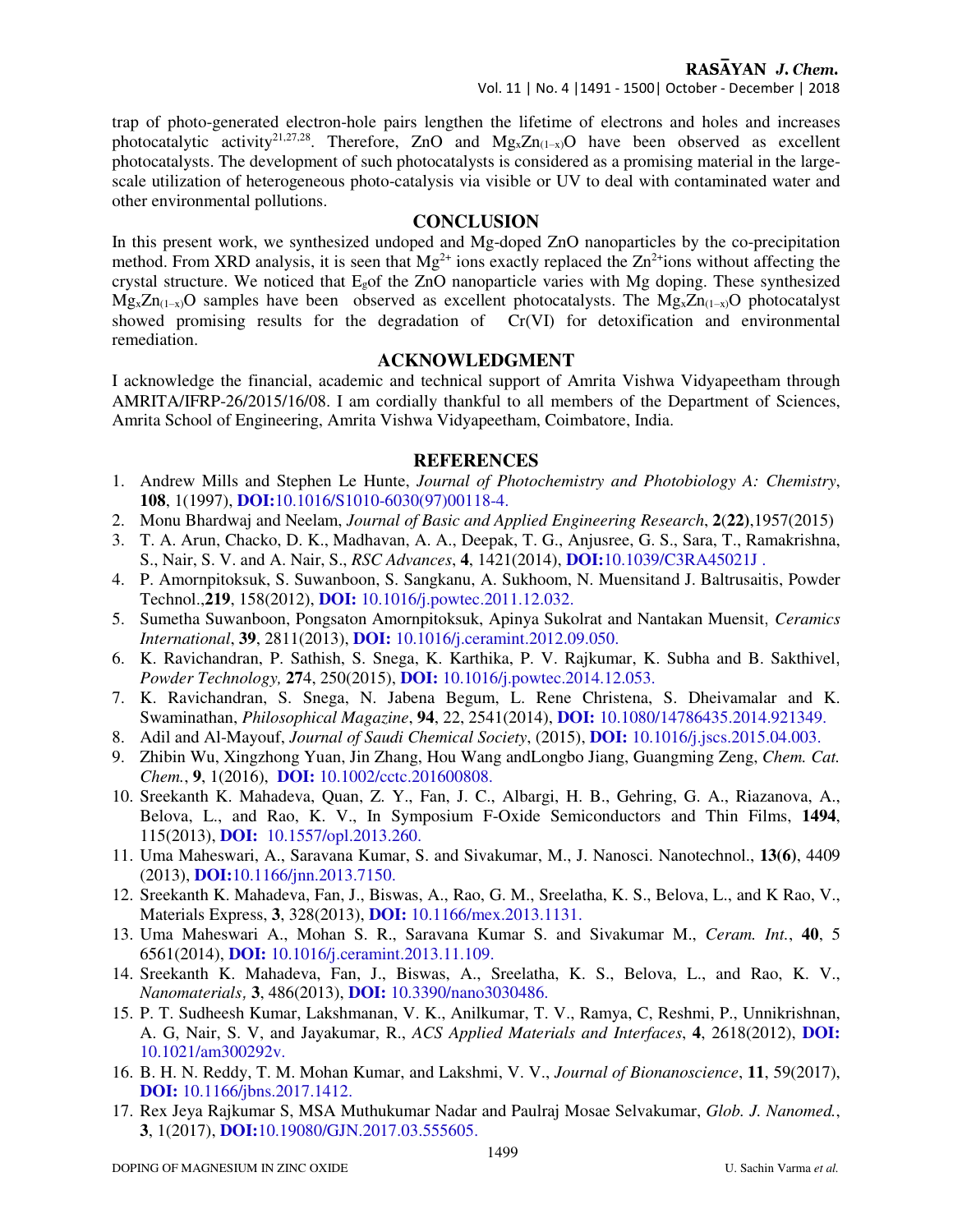trap of photo-generated electron-hole pairs lengthen the lifetime of electrons and holes and increases photocatalytic activity[21,27,28]. Therefore, ZnO and $Mg_xZn_{(1-x)}O$ have been observed as excellent photocatalysts. The development of such photocatalysts is considered as a promising material in the large-scale utilization of heterogeneous photo-catalysis via visible or UV to deal with contaminated water and other environmental pollutions.

## CONCLUSION

In this present work, we synthesized undoped and Mg-doped ZnO nanoparticles by the co-precipitation method. From XRD analysis, it is seen that $Mg^{2+}$ ions exactly replaced the $Zn^{2+}$ions without affecting the crystal structure. We noticed that $E_g$of the ZnO nanoparticle varies with Mg doping. These synthesized $Mg_xZn_{(1-x)}O$ samples have been observed as excellent photocatalysts. The $Mg_xZn_{(1-x)}O$ photocatalyst showed promising results for the degradation of Cr(VI) for detoxification and environmental remediation.

## ACKNOWLEDGMENT

I acknowledge the financial, academic and technical support of Amrita Vishwa Vidyapeetham through AMRITA/IFRP-26/2015/16/08. I am cordially thankful to all members of the Department of Sciences, Amrita School of Engineering, Amrita Vishwa Vidyapeetham, Coimbatore, India.

## REFERENCES

1. Andrew Mills and Stephen Le Hunte, *Journal of Photochemistry and Photobiology A: Chemistry*, **108**, 1(1997), **DOI:**10.1016/S1010-6030(97)00118-4.
2. Monu Bhardwaj and Neelam, *Journal of Basic and Applied Engineering Research*, **2**(**22**),1957(2015)
3. T. A. Arun, Chacko, D. K., Madhavan, A. A., Deepak, T. G., Anjusree, G. S., Sara, T., Ramakrishna, S., Nair, S. V. and A. Nair, S., *RSC Advances*, **4**, 1421(2014), **DOI:**10.1039/C3RA45021J .
4. P. Amornpitoksuk, S. Suwanboon, S. Sangkanu, A. Sukhoom, N. Muensitand J. Baltrusaitis, Powder Technol.,**219**, 158(2012), **DOI:** 10.1016/j.powtec.2011.12.032.
5. Sumetha Suwanboon, Pongsaton Amornpitoksuk, Apinya Sukolrat and Nantakan Muensit, *Ceramics International*, **39**, 2811(2013), **DOI:** 10.1016/j.ceramint.2012.09.050.
6. K. Ravichandran, P. Sathish, S. Snega, K. Karthika, P. V. Rajkumar, K. Subha and B. Sakthivel, *Powder Technology,* **27**4, 250(2015), **DOI:** 10.1016/j.powtec.2014.12.053.
7. K. Ravichandran, S. Snega, N. Jabena Begum, L. Rene Christena, S. Dheivamalar and K. Swaminathan, *Philosophical Magazine*, **94**, 22, 2541(2014), **DOI:** 10.1080/14786435.2014.921349.
8. Adil and Al-Mayouf, *Journal of Saudi Chemical Society*, (2015), **DOI:** 10.1016/j.jscs.2015.04.003.
9. Zhibin Wu, Xingzhong Yuan, Jin Zhang, Hou Wang andLongbo Jiang, Guangming Zeng, *Chem. Cat. Chem.*, **9**, 1(2016), **DOI:** 10.1002/cctc.201600808.
10. Sreekanth K. Mahadeva, Quan, Z. Y., Fan, J. C., Albargi, H. B., Gehring, G. A., Riazanova, A., Belova, L., and Rao, K. V., In Symposium F-Oxide Semiconductors and Thin Films, **1494**, 115(2013), **DOI:** 10.1557/opl.2013.260.
11. Uma Maheswari, A., Saravana Kumar, S. and Sivakumar, M., J. Nanosci. Nanotechnol., **13**(**6**), 4409 (2013), **DOI:**10.1166/jnn.2013.7150.
12. Sreekanth K. Mahadeva, Fan, J., Biswas, A., Rao, G. M., Sreelatha, K. S., Belova, L., and K Rao, V., Materials Express, **3**, 328(2013), **DOI:** 10.1166/mex.2013.1131.
13. Uma Maheswari A., Mohan S. R., Saravana Kumar S. and Sivakumar M., *Ceram. Int.*, **40**, 5 6561(2014), **DOI:** 10.1016/j.ceramint.2013.11.109.
14. Sreekanth K. Mahadeva, Fan, J., Biswas, A., Sreelatha, K. S., Belova, L., and Rao, K. V., *Nanomaterials,* **3**, 486(2013), **DOI:** 10.3390/nano3030486.
15. P. T. Sudheesh Kumar, Lakshmanan, V. K., Anilkumar, T. V., Ramya, C, Reshmi, P., Unnikrishnan, A. G, Nair, S. V, and Jayakumar, R., *ACS Applied Materials and Interfaces*, **4**, 2618(2012), **DOI:** 10.1021/am300292v.
16. B. H. N. Reddy, T. M. Mohan Kumar, and Lakshmi, V. V., *Journal of Bionanoscience*, **11**, 59(2017), **DOI:** 10.1166/jbns.2017.1412.
17. Rex Jeya Rajkumar S, MSA Muthukumar Nadar and Paulraj Mosae Selvakumar, *Glob. J. Nanomed.*, **3**, 1(2017), **DOI:**10.19080/GJN.2017.03.555605.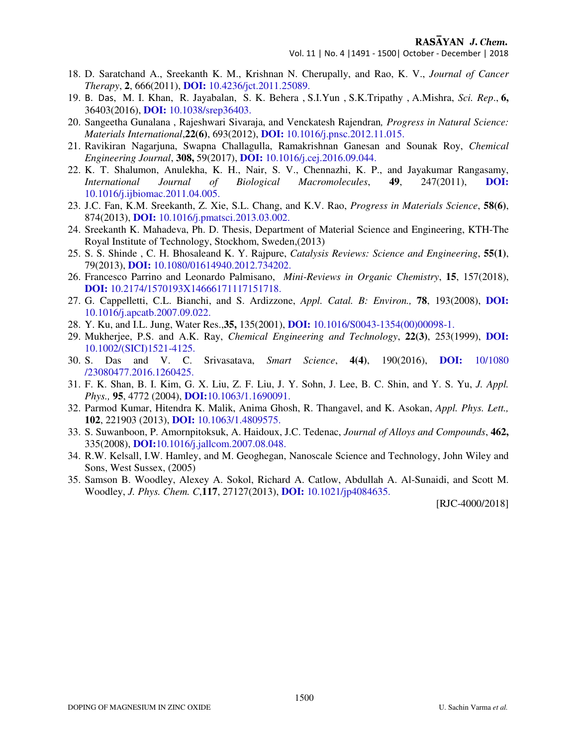18. D. Saratchand A., Sreekanth K. M., Krishnan N. Cherupally, and Rao, K. V., *Journal of Cancer Therapy*, **2**, 666(2011), **DOI:** 10.4236/jct.2011.25089.
19. B. Das, M. I. Khan, R. Jayabalan, S. K. Behera , S.I.Yun , S.K.Tripathy , A.Mishra, *Sci. Rep*., **6,** 36403(2016), **DOI:** 10.1038/srep36403.
20. Sangeetha Gunalana , Rajeshwari Sivaraja, and Venckatesh Rajendran*, Progress in Natural Science: Materials International*,**22(6)**, 693(2012), **DOI:** 10.1016/j.pnsc.2012.11.015.
21. Ravikiran Nagarjuna, Swapna Challagulla, Ramakrishnan Ganesan and Sounak Roy, *Chemical Engineering Journal*, **308,** 59(2017), **DOI:** 10.1016/j.cej.2016.09.044.
22. K. T. Shalumon, Anulekha, K. H., Nair, S. V., Chennazhi, K. P., and Jayakumar Rangasamy, *International Journal of Biological Macromolecules*, **49**, 247(2011), **DOI:** 10.1016/j.ijbiomac.2011.04.005.
23. J.C. Fan, K.M. Sreekanth, Z. Xie, S.L. Chang, and K.V. Rao, *Progress in Materials Science*, **58(6)**, 874(2013), **DOI:** 10.1016/j.pmatsci.2013.03.002.
24. Sreekanth K. Mahadeva, Ph. D. Thesis, Department of Material Science and Engineering, KTH-The Royal Institute of Technology, Stockhom, Sweden,(2013)
25. S. S. Shinde , C. H. Bhosaleand K. Y. Rajpure, *Catalysis Reviews: Science and Engineering*, **55(1)**, 79(2013), **DOI:** 10.1080/01614940.2012.734202.
26. Francesco Parrino and Leonardo Palmisano, *Mini-Reviews in Organic Chemistry*, **15**, 157(2018), **DOI:** 10.2174/1570193X14666171117151718.
27. G. Cappelletti, C.L. Bianchi, and S. Ardizzone, *Appl. Catal. B: Environ.,* **78**, 193(2008), **DOI:** 10.1016/j.apcatb.2007.09.022.
28. Y. Ku, and I.L. Jung, Water Res.,**35,** 135(2001), **DOI:** 10.1016/S0043-1354(00)00098-1.
29. Mukherjee, P.S. and A.K. Ray, *Chemical Engineering and Technology*, **22(3)**, 253(1999), **DOI:** 10.1002/(SICI)1521-4125.
30. S. Das and V. C. Srivasatava, *Smart Science*, **4(4)**, 190(2016), **DOI:** 10/1080 /23080477.2016.1260425.
31. F. K. Shan, B. I. Kim, G. X. Liu, Z. F. Liu, J. Y. Sohn, J. Lee, B. C. Shin, and Y. S. Yu, *J. Appl. Phys.,* **95**, 4772 (2004), **DOI:**10.1063/1.1690091.
32. Parmod Kumar, Hitendra K. Malik, Anima Ghosh, R. Thangavel, and K. Asokan, *Appl. Phys. Lett.,* **102**, 221903 (2013), **DOI:** 10.1063/1.4809575.
33. S. Suwanboon, P. Amornpitoksuk, A. Haidoux, J.C. Tedenac, *Journal of Alloys and Compounds*, **462,** 335(2008), **DOI:**10.1016/j.jallcom.2007.08.048.
34. R.W. Kelsall, I.W. Hamley, and M. Geoghegan, Nanoscale Science and Technology, John Wiley and Sons, West Sussex, (2005)
35. Samson B. Woodley, Alexey A. Sokol, Richard A. Catlow, Abdullah A. Al-Sunaidi, and Scott M. Woodley, *J. Phys. Chem. C*,**117**, 27127(2013), **DOI:** 10.1021/jp4084635.

[RJC-4000/2018]